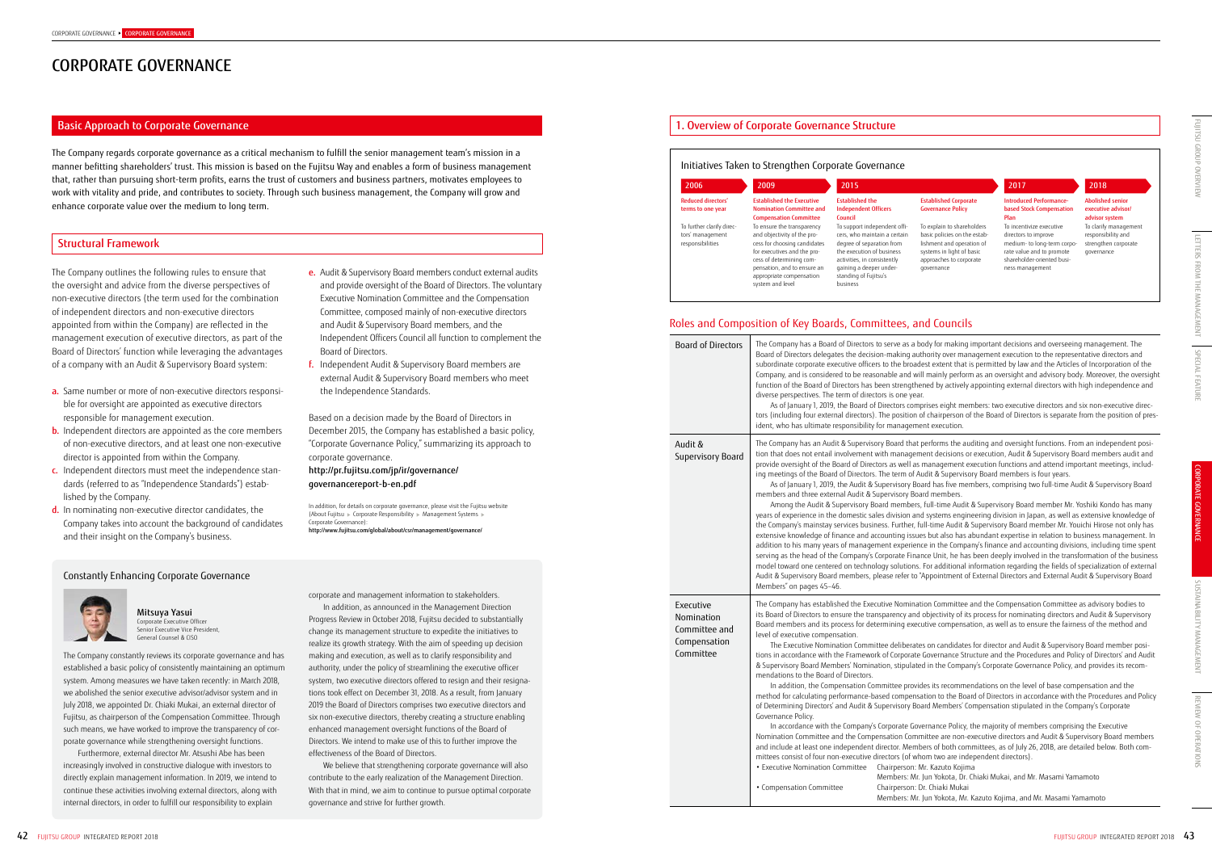# CORPORATE GOVERNANCE

## Basic Approach to Corporate Governance

The Company regards corporate governance as a critical mechanism to fulfill the senior management team's mission in a manner befitting shareholders' trust. This mission is based on the Fujitsu Way and enables a form of business management that, rather than pursuing short-term profits, earns the trust of customers and business partners, motivates employees to work with vitality and pride, and contributes to society. Through such business management, the Company will grow and enhance corporate value over the medium to long term.

## Structural Framework

The Company outlines the following rules to ensure that the oversight and advice from the diverse perspectives of non-executive directors (the term used for the combination of independent directors and non-executive directors appointed from within the Company) are reflected in the management execution of executive directors, as part of the Board of Directors' function while leveraging the advantages of a company with an Audit & Supervisory Board system:

a. Same number or more of non-executive directors responsible for oversight are appointed as executive directors responsible for management execution.
b. Independent directors are appointed as the core members of non-executive directors, and at least one non-executive director is appointed from within the Company.
c. Independent directors must meet the independence standards (referred to as "Independence Standards") established by the Company.
d. In nominating non-executive director candidates, the Company takes into account the background of candidates and their insight on the Company's business.
e. Audit & Supervisory Board members conduct external audits and provide oversight of the Board of Directors. The voluntary Executive Nomination Committee and the Compensation Committee, composed mainly of non-executive directors and Audit & Supervisory Board members, and the Independent Officers Council all function to complement the Board of Directors.
f. Independent Audit & Supervisory Board members are external Audit & Supervisory Board members who meet the Independence Standards.

Based on a decision made by the Board of Directors in December 2015, the Company has established a basic policy, "Corporate Governance Policy," summarizing its approach to corporate governance.

**http://pr.fujitsu.com/jp/ir/governance/governancereport-b-en.pdf**

In addition, for details on corporate governance, please visit the Fujitsu website (About Fujitsu ▸ Corporate Responsibility ▸ Management Systems ▸ Corporate Governance):
**http://www.fujitsu.com/global/about/csr/management/governance/**

### Constantly Enhancing Corporate Governance

**Mitsuya Yasui**
Corporate Executive Officer
Senior Executive Vice President,
General Counsel & CISO

The Company constantly reviews its corporate governance and has established a basic policy of consistently maintaining an optimum system. Among measures we have taken recently: in March 2018, we abolished the senior executive advisor/advisor system and in July 2018, we appointed Dr. Chiaki Mukai, an external director of Fujitsu, as chairperson of the Compensation Committee. Through such means, we have worked to improve the transparency of corporate governance while strengthening oversight functions.

Furthermore, external director Mr. Atsushi Abe has been increasingly involved in constructive dialogue with investors to directly explain management information. In 2019, we intend to continue these activities involving external directors, along with internal directors, in order to fulfill our responsibility to explain corporate and management information to stakeholders.

In addition, as announced in the Management Direction Progress Review in October 2018, Fujitsu decided to substantially change its management structure to expedite the initiatives to realize its growth strategy. With the aim of speeding up decision making and execution, as well as to clarify responsibility and authority, under the policy of streamlining the executive officer system, two executive directors offered to resign and their resignations took effect on December 31, 2018. As a result, from January 2019 the Board of Directors comprises two executive directors and six non-executive directors, thereby creating a structure enabling enhanced management oversight functions of the Board of Directors. We intend to make use of this to further improve the effectiveness of the Board of Directors.

We believe that strengthening corporate governance will also contribute to the early realization of the Management Direction. With that in mind, we aim to continue to pursue optimal corporate governance and strive for further growth.

## 1. Overview of Corporate Governance Structure

### Initiatives Taken to Strengthen Corporate Governance

| Year | Initiative | Description |
|---|---|---|
| 2006 | Reduced directors' terms to one year | To further clarify directors' management responsibilities |
| 2009 | Established the Executive Nomination Committee and Compensation Committee | To ensure the transparency and objectivity of the process for choosing candidates for executives and the process of determining compensation, and to ensure an appropriate compensation system and level |
| 2015 | Established the Independent Officers Council | To support independent officers, who maintain a certain degree of separation from the execution of business activities, in consistently gaining a deeper understanding of Fujitsu's business |
| 2015 | Established Corporate Governance Policy | To explain to shareholders basic policies on the establishment and operation of systems in light of basic approaches to corporate governance |
| 2017 | Introduced Performance-based Stock Compensation Plan | To incentivize executive directors to improve medium- to long-term corporate value and to promote shareholder-oriented business management |
| 2018 | Abolished senior executive advisor/advisor system | To clarify management responsibility and strengthen corporate governance |

### Roles and Composition of Key Boards, Committees, and Councils

**Board of Directors**

The Company has a Board of Directors to serve as a body for making important decisions and overseeing management. The Board of Directors delegates the decision-making authority over management execution to the representative directors and subordinate corporate executive officers to the broadest extent that is permitted by law and the Articles of Incorporation of the Company, and is considered to be reasonable and will mainly perform as an oversight and advisory body. Moreover, the oversight function of the Board of Directors has been strengthened by actively appointing external directors with high independence and diverse perspectives. The term of directors is one year.

As of January 1, 2019, the Board of Directors comprises eight members: two executive directors and six non-executive directors (including four external directors). The position of chairperson of the Board of Directors is separate from the position of president, who has ultimate responsibility for management execution.

**Audit & Supervisory Board**

The Company has an Audit & Supervisory Board that performs the auditing and oversight functions. From an independent position that does not entail involvement with management decisions or execution, Audit & Supervisory Board members audit and provide oversight of the Board of Directors as well as management execution functions and attend important meetings, including meetings of the Board of Directors. The term of Audit & Supervisory Board members is four years.

As of January 1, 2019, the Audit & Supervisory Board has five members, comprising two full-time Audit & Supervisory Board members and three external Audit & Supervisory Board members.

Among the Audit & Supervisory Board members, full-time Audit & Supervisory Board member Mr. Yoshiki Kondo has many years of experience in the domestic sales division and systems engineering division in Japan, as well as extensive knowledge of the Company's mainstay services business. Further, full-time Audit & Supervisory Board member Mr. Youichi Hirose not only has extensive knowledge of finance and accounting issues but also has abundant expertise in relation to business management. In addition to his many years of management experience in the Company's finance and accounting divisions, including time spent serving as the head of the Company's Corporate Finance Unit, he has been deeply involved in the transformation of the business model toward one centered on technology solutions. For additional information regarding the fields of specialization of external Audit & Supervisory Board members, please refer to "Appointment of External Directors and External Audit & Supervisory Board Members" on pages 45–46.

**Executive Nomination Committee and Compensation Committee**

The Company has established the Executive Nomination Committee and the Compensation Committee as advisory bodies to its Board of Directors to ensure the transparency and objectivity of its process for nominating directors and Audit & Supervisory Board members and its process for determining executive compensation, as well as to ensure the fairness of the method and level of executive compensation.

The Executive Nomination Committee deliberates on candidates for director and Audit & Supervisory Board member positions in accordance with the Framework of Corporate Governance Structure and the Procedures and Policy of Directors' and Audit & Supervisory Board Members' Nomination, stipulated in the Company's Corporate Governance Policy, and provides its recommendations to the Board of Directors.

In addition, the Compensation Committee provides its recommendations on the level of base compensation and the method for calculating performance-based compensation to the Board of Directors in accordance with the Procedures and Policy of Determining Directors' and Audit & Supervisory Board Members' Compensation stipulated in the Company's Corporate Governance Policy.

In accordance with the Company's Corporate Governance Policy, the majority of members comprising the Executive Nomination Committee and the Compensation Committee are non-executive directors and Audit & Supervisory Board members and include at least one independent director. Members of both committees, as of July 26, 2018, are detailed below. Both committees consist of four non-executive directors (of whom two are independent directors).

- Executive Nomination Committee — Chairperson: Mr. Kazuto Kojima; Members: Mr. Jun Yokota, Dr. Chiaki Mukai, and Mr. Masami Yamamoto
- Compensation Committee — Chairperson: Dr. Chiaki Mukai; Members: Mr. Jun Yokota, Mr. Kazuto Kojima, and Mr. Masami Yamamoto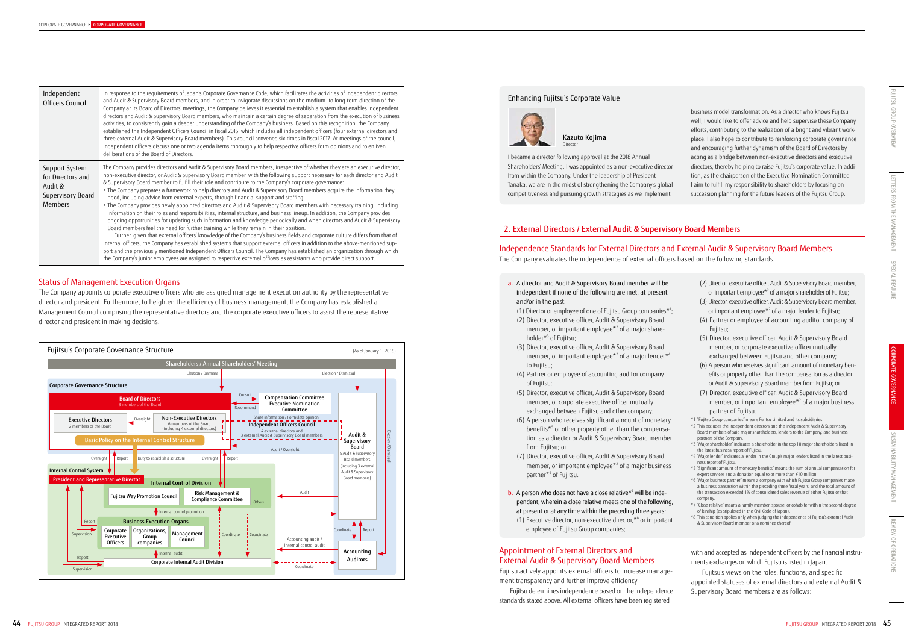| Independent Officers Council | In response to the requirements of Japan's Corporate Governance Code, which facilitates the activities of independent directors and Audit & Supervisory Board members, and in order to invigorate discussions on the medium- to long-term direction of the Company at its Board of Directors' meetings, the Company believes it essential to establish a system that enables independent directors and Audit & Supervisory Board members, who maintain a certain degree of separation from the execution of business activities, to consistently gain a deeper understanding of the Company's business. Based on this recognition, the Company established the Independent Officers Council in fiscal 2015, which includes all independent officers (four external directors and three external Audit & Supervisory Board members). This council convened six times in fiscal 2017. At meetings of the council, independent officers discuss one or two agenda items thoroughly to help respective officers form opinions and to enliven deliberations of the Board of Directors. |
|---|---|
| Support System for Directors and Audit & Supervisory Board Members | The Company provides directors and Audit & Supervisory Board members, irrespective of whether they are an executive director, non-executive director, or Audit & Supervisory Board member, with the following support necessary for each director and Audit & Supervisory Board member to fulfill their role and contribute to the Company's corporate governance:<br>• The Company prepares a framework to help directors and Audit & Supervisory Board members acquire the information they need, including advice from external experts, through financial support and staffing.<br>• The Company provides newly appointed directors and Audit & Supervisory Board members with necessary training, including information on their roles and responsibilities, internal structure, and business lineup. In addition, the Company provides ongoing opportunities for updating such information and knowledge periodically and when directors and Audit & Supervisory Board members feel the need for further training while they remain in their position.<br>Further, given that external officers' knowledge of the Company's business fields and corporate culture differs from that of internal officers, the Company has established systems that support external officers in addition to the above-mentioned support and the previously mentioned Independent Officers Council. The Company has established an organization through which the Company's junior employees are assigned to respective external officers as assistants who provide direct support. |

## Status of Management Execution Organs

The Company appoints corporate executive officers who are assigned management execution authority by the representative director and president. Furthermore, to heighten the efficiency of business management, the Company has established a Management Council comprising the representative directors and the corporate executive officers to assist the representative director and president in making decisions.

**Fujitsu's Corporate Governance Structure** (As of January 1, 2019)

Shareholders / Annual Shareholders' Meeting
Election / Dismissal — Election / Dismissal

Corporate Governance Structure
- Board of Directors (8 members of the Board)
  - Executive Directors (2 members of the Board) — Oversight — Non-Executive Directors (6 members of the Board (including 4 external directors))
  - Basic Policy on the Internal Control Structure
- Consult / Recommend: Compensation Committee, Executive Nomination Committee
- Share information / Formulate opinion: Independent Officers Council (4 external directors and 3 external Audit & Supervisory Board members)
- Audit & Supervisory Board (5 Audit & Supervisory Board members (including 3 external Audit & Supervisory Board members)) — Audit / Oversight; Election / Dismissal

Internal Control System
- Oversight / Report / Duty to establish a structure / Oversight / Report
- President and Representative Director
- Internal Control Division: Fujitsu Way Promotion Council; Risk Management & Compliance Committee; Others
- Internal control promotion
- Business Execution Organs: Corporate Executive Officers; Organizations, Group companies; Management Council
- Internal audit: Corporate Internal Audit Division
- Supervision / Report / Supervision / Report
- Audit; Coordinate; Coordinate; Coordinate / Report
- Accounting audit / Internal control audit: Accounting Auditors
- Coordinate

### Enhancing Fujitsu's Corporate Value

**Kazuto Kojima**
Director

I became a director following approval at the 2018 Annual Shareholders' Meeting. I was appointed as a non-executive director from within the Company. Under the leadership of President Tanaka, we are in the midst of strengthening the Company's global competitiveness and pursuing growth strategies as we implement business model transformation. As a director who knows Fujitsu well, I would like to offer advice and help supervise these Company efforts, contributing to the realization of a bright and vibrant workplace. I also hope to contribute to reinforcing corporate governance and encouraging further dynamism of the Board of Directors by acting as a bridge between non-executive directors and executive directors, thereby helping to raise Fujitsu's corporate value. In addition, as the chairperson of the Executive Nomination Committee, I aim to fulfill my responsibility to shareholders by focusing on succession planning for the future leaders of the Fujitsu Group.

## 2. External Directors / External Audit & Supervisory Board Members

### Independence Standards for External Directors and External Audit & Supervisory Board Members

The Company evaluates the independence of external officers based on the following standards.

**a.** A director and Audit & Supervisory Board member will be independent if none of the following are met, at present and/or in the past:

(1) Director or employee of one of Fujitsu Group companies*1;
(2) Director, executive officer, Audit & Supervisory Board member, or important employee*2 of a major shareholder*3 of Fujitsu;
(3) Director, executive officer, Audit & Supervisory Board member, or important employee*2 of a major lender*4 to Fujitsu;
(4) Partner or employee of accounting auditor company of Fujitsu;
(5) Director, executive officer, Audit & Supervisory Board member, or corporate executive officer mutually exchanged between Fujitsu and other company;
(6) A person who receives significant amount of monetary benefits*5 or other property other than the compensation as a director or Audit & Supervisory Board member from Fujitsu; or
(7) Director, executive officer, Audit & Supervisory Board member, or important employee*2 of a major business partner*6 of Fujitsu.

**b.** A person who does not have a close relative*7 will be independent, wherein a close relative meets one of the following, at present or at any time within the preceding three years:

(1) Executive director, non-executive director,*8 or important employee of Fujitsu Group companies;
(2) Director, executive officer, Audit & Supervisory Board member, or important employee*2 of a major shareholder of Fujitsu;
(3) Director, executive officer, Audit & Supervisory Board member, or important employee*2 of a major lender to Fujitsu;
(4) Partner or employee of accounting auditor company of Fujitsu;
(5) Director, executive officer, Audit & Supervisory Board member, or corporate executive officer mutually exchanged between Fujitsu and other company;
(6) A person who receives significant amount of monetary benefits or property other than the compensation as a director or Audit & Supervisory Board member from Fujitsu; or
(7) Director, executive officer, Audit & Supervisory Board member, or important employee*2 of a major business partner of Fujitsu.

*1 "Fujitsu Group companies" means Fujitsu Limited and its subsidiaries.
*2 This excludes the independent directors and the independent Audit & Supervisory Board members of said major shareholders, lenders to the Company, and business partners of the Company.
*3 "Major shareholder" indicates a shareholder in the top 10 major shareholders listed in the latest business report of Fujitsu.
*4 "Major lender" indicates a lender in the Group's major lenders listed in the latest business report of Fujitsu.
*5 "Significant amount of monetary benefits" means the sum of annual compensation for expert services and a donation equal to or more than ¥10 million.
*6 "Major business partner" means a company with which Fujitsu Group companies made a business transaction within the preceding three fiscal years, and the total amount of the transaction exceeded 1% of consolidated sales revenue of either Fujitsu or that company.
*7 "Close relative" means a family member, spouse, or cohabiter within the second degree of kinship (as stipulated in the Civil Code of Japan).
*8 This condition applies only when judging the independence of Fujitsu's external Audit & Supervisory Board member or a nominee thereof.

### Appointment of External Directors and External Audit & Supervisory Board Members

Fujitsu actively appoints external officers to increase management transparency and further improve efficiency.

Fujitsu determines independence based on the independence standards stated above. All external officers have been registered with and accepted as independent officers by the financial instruments exchanges on which Fujitsu is listed in Japan.

Fujitsu's views on the roles, functions, and specific appointed statuses of external directors and external Audit & Supervisory Board members are as follows: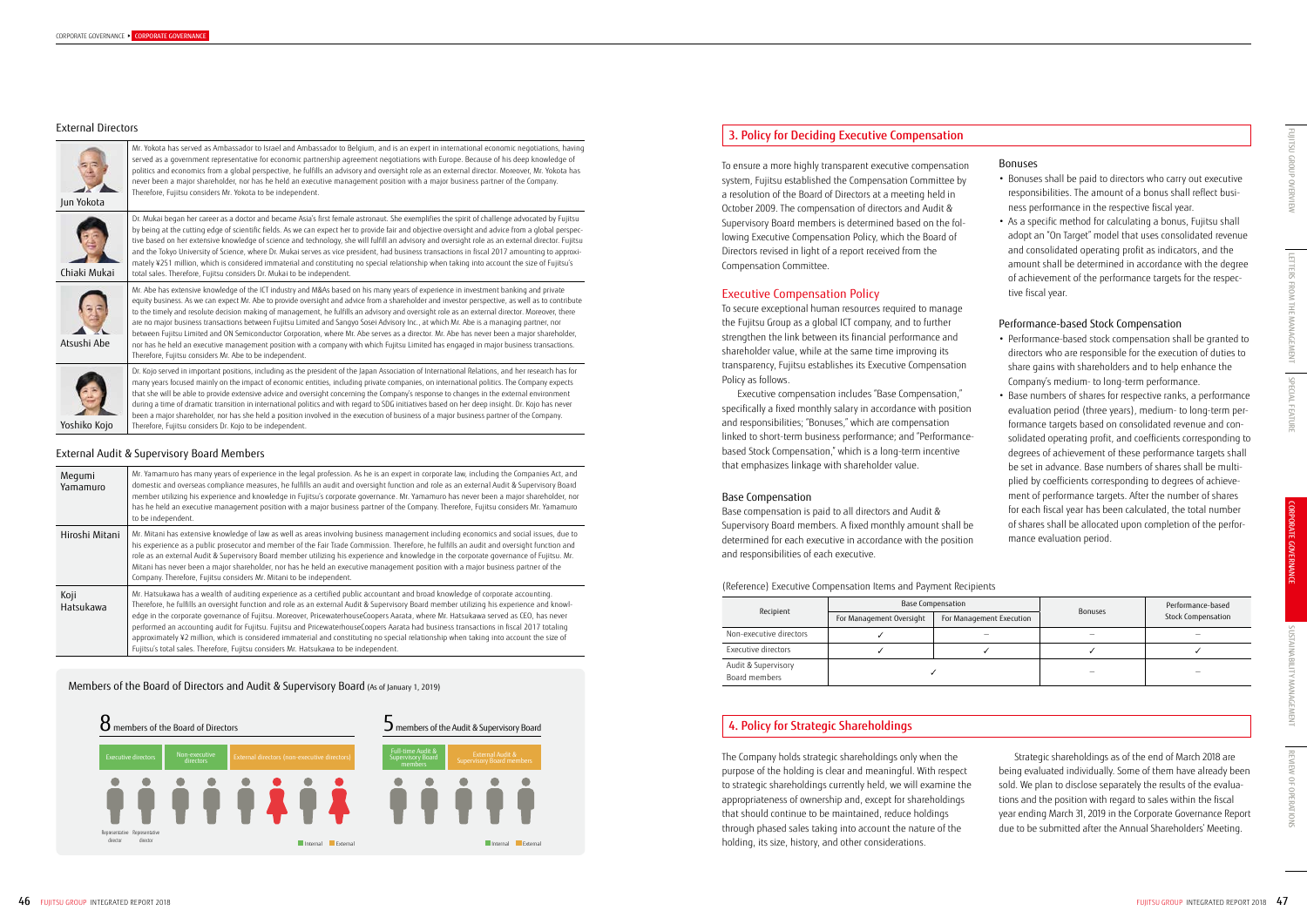## External Directors

| | |
|---|---|
| Jun Yokota | Mr. Yokota has served as Ambassador to Israel and Ambassador to Belgium, and is an expert in international economic negotiations, having served as a government representative for economic partnership agreement negotiations with Europe. Because of his deep knowledge of politics and economics from a global perspective, he fulfills an advisory and oversight role as an external director. Moreover, Mr. Yokota has never been a major shareholder, nor has he held an executive management position with a major business partner of the Company. Therefore, Fujitsu considers Mr. Yokota to be independent. |
| Chiaki Mukai | Dr. Mukai began her career as a doctor and became Asia's first female astronaut. She exemplifies the spirit of challenge advocated by Fujitsu by being at the cutting edge of scientific fields. As we can expect her to provide fair and objective oversight and advice from a global perspective based on her extensive knowledge of science and technology, she will fulfill an advisory and oversight role as an external director. Fujitsu and the Tokyo University of Science, where Dr. Mukai serves as vice president, had business transactions in fiscal 2017 amounting to approximately ¥251 million, which is considered immaterial and constituting no special relationship when taking into account the size of Fujitsu's total sales. Therefore, Fujitsu considers Dr. Mukai to be independent. |
| Atsushi Abe | Mr. Abe has extensive knowledge of the ICT industry and M&As based on his many years of experience in investment banking and private equity business. As we can expect Mr. Abe to provide oversight and advice from a shareholder and investor perspective, as well as to contribute to the timely and resolute decision making of management, he fulfills an advisory and oversight role as an external director. Moreover, there are no major business transactions between Fujitsu Limited and Sangyo Sosei Advisory Inc., at which Mr. Abe is a managing partner, nor between Fujitsu Limited and ON Semiconductor Corporation, where Mr. Abe serves as a director. Mr. Abe has never been a major shareholder, nor has he held an executive management position with a company with which Fujitsu Limited has engaged in major business transactions. Therefore, Fujitsu considers Mr. Abe to be independent. |
| Yoshiko Kojo | Dr. Kojo served in important positions, including as the president of the Japan Association of International Relations, and her research has for many years focused mainly on the impact of economic entities, including private companies, on international politics. The Company expects that she will be able to provide extensive advice and oversight concerning the Company's response to changes in the external environment during a time of dramatic transition in international politics and with regard to SDG initiatives based on her deep insight. Dr. Kojo has never been a major shareholder, nor has she held a position involved in the execution of business of a major business partner of the Company. Therefore, Fujitsu considers Dr. Kojo to be independent. |

## External Audit & Supervisory Board Members

| | |
|---|---|
| Megumi Yamamuro | Mr. Yamamuro has many years of experience in the legal profession. As he is an expert in corporate law, including the Companies Act, and domestic and overseas compliance measures, he fulfills an audit and oversight function and role as an external Audit & Supervisory Board member utilizing his experience and knowledge in Fujitsu's corporate governance. Mr. Yamamuro has never been a major shareholder, nor has he held an executive management position with a major business partner of the Company. Therefore, Fujitsu considers Mr. Yamamuro to be independent. |
| Hiroshi Mitani | Mr. Mitani has extensive knowledge of law as well as areas involving business management including economics and social issues, due to his experience as a public prosecutor and member of the Fair Trade Commission. Therefore, he fulfills an audit and oversight function and role as an external Audit & Supervisory Board member utilizing his experience and knowledge in the corporate governance of Fujitsu. Mr. Mitani has never been a major shareholder, nor has he held an executive management position with a major business partner of the Company. Therefore, Fujitsu considers Mr. Mitani to be independent. |
| Koji Hatsukawa | Mr. Hatsukawa has a wealth of auditing experience as a certified public accountant and broad knowledge of corporate accounting. Therefore, he fulfills an oversight function and role as an external Audit & Supervisory Board member utilizing his experience and knowledge in the corporate governance of Fujitsu. Moreover, PricewaterhouseCoopers Aarata, where Mr. Hatsukawa served as CEO, has never performed an accounting audit for Fujitsu. Fujitsu and PricewaterhouseCoopers Aarata had business transactions in fiscal 2017 totaling approximately ¥2 million, which is considered immaterial and constituting no special relationship when taking into account the size of Fujitsu's total sales. Therefore, Fujitsu considers Mr. Hatsukawa to be independent. |

### Members of the Board of Directors and Audit & Supervisory Board (As of January 1, 2019)

**8 members of the Board of Directors**

Executive directors | Non-executive directors | External directors (non-executive directors)

Representative director, Representative director

Internal / External

**5 members of the Audit & Supervisory Board**

Full-time Audit & Supervisory Board members | External Audit & Supervisory Board members

Internal / External

## 3. Policy for Deciding Executive Compensation

To ensure a more highly transparent executive compensation system, Fujitsu established the Compensation Committee by a resolution of the Board of Directors at a meeting held in October 2009. The compensation of directors and Audit & Supervisory Board members is determined based on the following Executive Compensation Policy, which the Board of Directors revised in light of a report received from the Compensation Committee.

### Executive Compensation Policy

To secure exceptional human resources required to manage the Fujitsu Group as a global ICT company, and to further strengthen the link between its financial performance and shareholder value, while at the same time improving its transparency, Fujitsu establishes its Executive Compensation Policy as follows.

Executive compensation includes "Base Compensation," specifically a fixed monthly salary in accordance with position and responsibilities; "Bonuses," which are compensation linked to short-term business performance; and "Performance-based Stock Compensation," which is a long-term incentive that emphasizes linkage with shareholder value.

#### Base Compensation

Base compensation is paid to all directors and Audit & Supervisory Board members. A fixed monthly amount shall be determined for each executive in accordance with the position and responsibilities of each executive.

#### Bonuses

- Bonuses shall be paid to directors who carry out executive responsibilities. The amount of a bonus shall reflect business performance in the respective fiscal year.
- As a specific method for calculating a bonus, Fujitsu shall adopt an "On Target" model that uses consolidated revenue and consolidated operating profit as indicators, and the amount shall be determined in accordance with the degree of achievement of the performance targets for the respective fiscal year.

#### Performance-based Stock Compensation

- Performance-based stock compensation shall be granted to directors who are responsible for the execution of duties to share gains with shareholders and to help enhance the Company's medium- to long-term performance.
- Base numbers of shares for respective ranks, a performance evaluation period (three years), medium- to long-term performance targets based on consolidated revenue and consolidated operating profit, and coefficients corresponding to degrees of achievement of these performance targets shall be set in advance. Base numbers of shares shall be multiplied by coefficients corresponding to degrees of achievement of performance targets. After the number of shares for each fiscal year has been calculated, the total number of shares shall be allocated upon completion of the performance evaluation period.

(Reference) Executive Compensation Items and Payment Recipients

| Recipient | Base Compensation | | Bonuses | Performance-based Stock Compensation |
|---|---|---|---|---|
| | For Management Oversight | For Management Execution | | |
| Non-executive directors | ✓ | – | – | – |
| Executive directors | ✓ | ✓ | ✓ | ✓ |
| Audit & Supervisory Board members | ✓ | | – | – |

## 4. Policy for Strategic Shareholdings

The Company holds strategic shareholdings only when the purpose of the holding is clear and meaningful. With respect to strategic shareholdings currently held, we will examine the appropriateness of ownership and, except for shareholdings that should continue to be maintained, reduce holdings through phased sales taking into account the nature of the holding, its size, history, and other considerations.

Strategic shareholdings as of the end of March 2018 are being evaluated individually. Some of them have already been sold. We plan to disclose separately the results of the evaluations and the position with regard to sales within the fiscal year ending March 31, 2019 in the Corporate Governance Report due to be submitted after the Annual Shareholders' Meeting.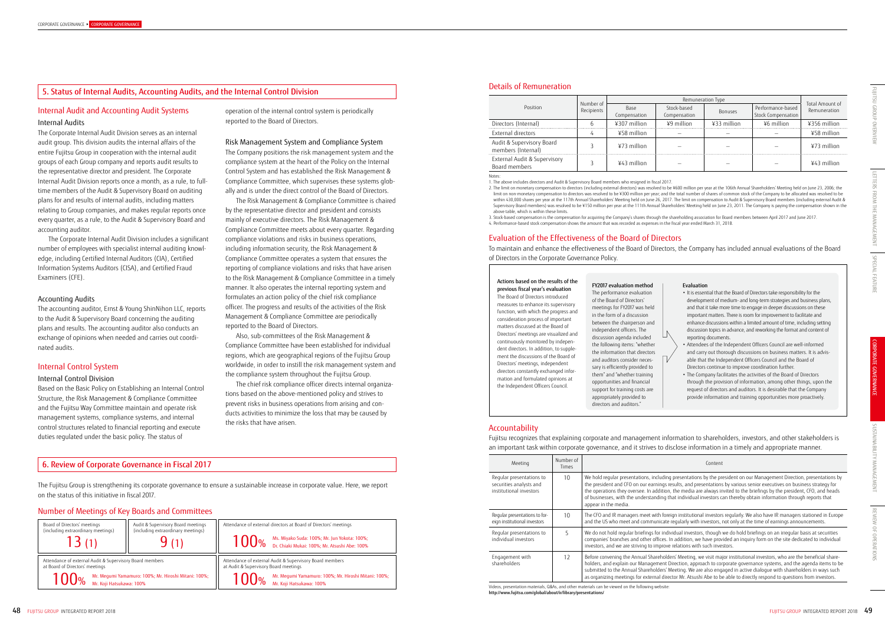## 5. Status of Internal Audits, Accounting Audits, and the Internal Control Division

### Internal Audit and Accounting Audit Systems

#### Internal Audits

The Corporate Internal Audit Division serves as an internal audit group. This division audits the internal affairs of the entire Fujitsu Group in cooperation with the internal audit groups of each Group company and reports audit results to the representative director and president. The Corporate Internal Audit Division reports once a month, as a rule, to full-time members of the Audit & Supervisory Board on auditing plans for and results of internal audits, including matters relating to Group companies, and makes regular reports once every quarter, as a rule, to the Audit & Supervisory Board and accounting auditor.

The Corporate Internal Audit Division includes a significant number of employees with specialist internal auditing knowledge, including Certified Internal Auditors (CIA), Certified Information Systems Auditors (CISA), and Certified Fraud Examiners (CFE).

#### Accounting Audits

The accounting auditor, Ernst & Young ShinNihon LLC, reports to the Audit & Supervisory Board concerning the auditing plans and results. The accounting auditor also conducts an exchange of opinions when needed and carries out coordinated audits.

### Internal Control System

#### Internal Control Division

Based on the Basic Policy on Establishing an Internal Control Structure, the Risk Management & Compliance Committee and the Fujitsu Way Committee maintain and operate risk management systems, compliance systems, and internal control structures related to financial reporting and execute duties regulated under the basic policy. The status of operation of the internal control system is periodically reported to the Board of Directors.

#### Risk Management System and Compliance System

The Company positions the risk management system and the compliance system at the heart of the Policy on the Internal Control System and has established the Risk Management & Compliance Committee, which supervises these systems globally and is under the direct control of the Board of Directors.

The Risk Management & Compliance Committee is chaired by the representative director and president and consists mainly of executive directors. The Risk Management & Compliance Committee meets about every quarter. Regarding compliance violations and risks in business operations, including information security, the Risk Management & Compliance Committee operates a system that ensures the reporting of compliance violations and risks that have arisen to the Risk Management & Compliance Committee in a timely manner. It also operates the internal reporting system and formulates an action policy of the chief risk compliance officer. The progress and results of the activities of the Risk Management & Compliance Committee are periodically reported to the Board of Directors.

Also, sub-committees of the Risk Management & Compliance Committee have been established for individual regions, which are geographical regions of the Fujitsu Group worldwide, in order to instill the risk management system and the compliance system throughout the Fujitsu Group.

The chief risk compliance officer directs internal organizations based on the above-mentioned policy and strives to prevent risks in business operations from arising and conducts activities to minimize the loss that may be caused by the risks that have arisen.

## 6. Review of Corporate Governance in Fiscal 2017

The Fujitsu Group is strengthening its corporate governance to ensure a sustainable increase in corporate value. Here, we report on the status of this initiative in fiscal 2017.

### Number of Meetings of Key Boards and Committees

Board of Directors' meetings (including extraordinary meetings)
13 (1)

Audit & Supervisory Board meetings (including extraordinary meetings)
9 (1)

Attendance of external directors at Board of Directors' meetings
100%
Ms. Miyako Suda: 100%; Mr. Jun Yokota: 100%; Dr. Chiaki Mukai: 100%; Mr. Atsushi Abe: 100%

Attendance of external Audit & Supervisory Board members at Board of Directors' meetings
100%
Mr. Megumi Yamamuro: 100%; Mr. Hiroshi Mitani: 100%; Mr. Koji Hatsukawa: 100%

Attendance of external Audit & Supervisory Board members at Audit & Supervisory Board meetings
100%
Mr. Megumi Yamamuro: 100%; Mr. Hiroshi Mitani: 100%; Mr. Koji Hatsukawa: 100%

### Details of Remuneration

| Position | Number of Recipients | Remuneration Type | | | | Total Amount of Remuneration |
|---|---|---|---|---|---|---|
| | | Base Compensation | Stock-based Compensation | Bonuses | Performance-based Stock Compensation | |
| Directors (Internal) | 6 | ¥307 million | ¥9 million | ¥33 million | ¥6 million | ¥356 million |
| External directors | 4 | ¥58 million | – | – | – | ¥58 million |
| Audit & Supervisory Board members (Internal) | 3 | ¥73 million | – | – | – | ¥73 million |
| External Audit & Supervisory Board members | 3 | ¥43 million | – | – | – | ¥43 million |

Notes:
1. The above includes directors and Audit & Supervisory Board members who resigned in fiscal 2017.
2. The limit on monetary compensation to directors (including external directors) was resolved to be ¥600 million per year at the 106th Annual Shareholders' Meeting held on June 23, 2006; the limit on non-monetary compensation to directors was resolved to be ¥300 million per year; and the total number of shares of common stock of the Company to be allocated was resolved to be within 430,000 shares per year at the 117th Annual Shareholders' Meeting held on June 26, 2017. The limit on compensation to Audit & Supervisory Board members (including external Audit & Supervisory Board members) was resolved to be ¥150 million per year at the 111th Annual Shareholders' Meeting held on June 23, 2011. The Company is paying the compensation shown in the above table, which is within these limits.
3. Stock-based compensation is the compensation for acquiring the Company's shares through the shareholding association for Board members between April 2017 and June 2017.
4. Performance-based stock compensation shows the amount that was recorded as expenses in the fiscal year ended March 31, 2018.

### Evaluation of the Effectiveness of the Board of Directors

To maintain and enhance the effectiveness of the Board of Directors, the Company has included annual evaluations of the Board of Directors in the Corporate Governance Policy.

**Actions based on the results of the previous fiscal year's evaluation**
The Board of Directors introduced measures to enhance its supervisory function, with which the progress and consideration process of important matters discussed at the Board of Directors' meetings are visualized and continuously monitored by independent directors. In addition, to supplement the discussions of the Board of Directors' meetings, independent directors constantly exchanged information and formulated opinions at the Independent Officers Council.

**FY2017 evaluation method**
The performance evaluation of the Board of Directors' meetings for FY2017 was held in the form of a discussion between the chairperson and independent officers. The discussion agenda included the following items: "whether the information that directors and auditors consider necessary is efficiently provided to them" and "whether training opportunities and financial support for training costs are appropriately provided to directors and auditors."

**Evaluation**
- It is essential that the Board of Directors take responsibility for the development of medium- and long-term strategies and business plans, and that it take more time to engage in deeper discussions on these important matters. There is room for improvement to facilitate and enhance discussions within a limited amount of time, including setting discussion topics in advance, and reworking the format and content of reporting documents.
- Attendees of the Independent Officers Council are well-informed and carry out thorough discussions on business matters. It is advisable that the Independent Officers Council and the Board of Directors continue to improve coordination further.
- The Company facilitates the activities of the Board of Directors through the provision of information, among other things, upon the request of directors and auditors. It is desirable that the Company provide information and training opportunities more proactively.

### Accountability

Fujitsu recognizes that explaining corporate and management information to shareholders, investors, and other stakeholders is an important task within corporate governance, and it strives to disclose information in a timely and appropriate manner.

| Meeting | Number of Times | Content |
|---|---|---|
| Regular presentations to securities analysts and institutional investors | 10 | We hold regular presentations, including presentations by the president on our Management Direction, presentations by the president and CFO on our earnings results, and presentations by various senior executives on business strategy for the operations they oversee. In addition, the media are always invited to the briefings by the president, CFO, and heads of businesses, with the understanding that individual investors can thereby obtain information through reports that appear in the media. |
| Regular presentations to foreign institutional investors | 10 | The CFO and IR managers meet with foreign institutional investors regularly. We also have IR managers stationed in Europe and the US who meet and communicate regularly with investors, not only at the time of earnings announcements. |
| Regular presentations to individual investors | 5 | We do not hold regular briefings for individual investors, though we do hold briefings on an irregular basis at securities companies' branches and other offices. In addition, we have provided an inquiry form on the site dedicated to individual investors, and we are striving to improve relations with such investors. |
| Engagement with shareholders | 12 | Before convening the Annual Shareholders' Meeting, we visit major institutional investors, who are the beneficial shareholders, and explain our Management Direction, approach to corporate governance systems, and the agenda items to be submitted to the Annual Shareholders' Meeting. We are also engaged in active dialogue with shareholders in ways such as organizing meetings for external director Mr. Atsushi Abe to be able to directly respond to questions from investors. |

Videos, presentation materials, Q&As, and other materials can be viewed on the following website:
**http://www.fujitsu.com/global/about/ir/library/presentations/**